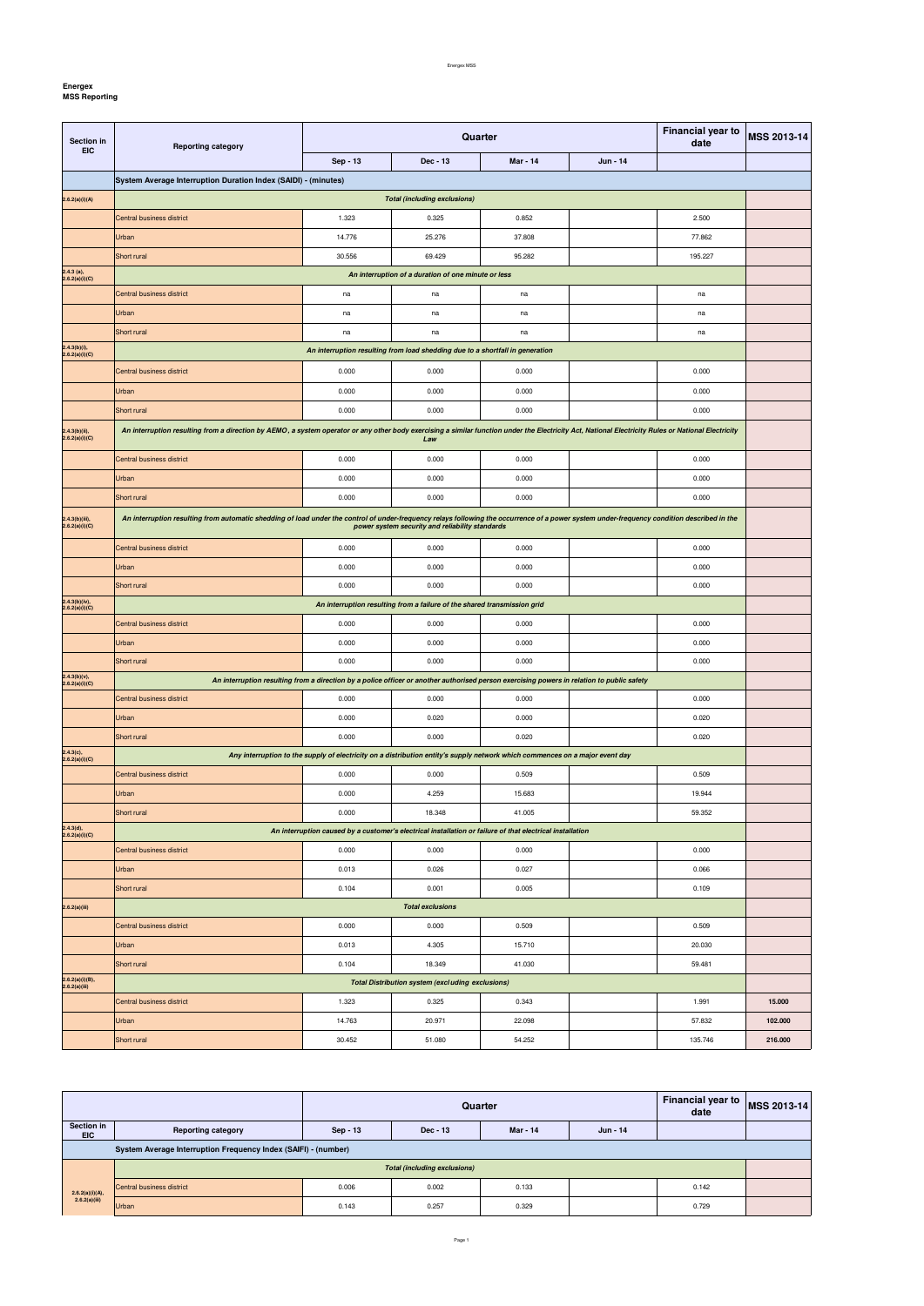**Energex**
**MSS Reporting**

| Section in EIC | Reporting category | Quarter | | | | Financial year to date | MSS 2013-14 |
|---|---|---|---|---|---|---|---|
| | | Sep - 13 | Dec - 13 | Mar - 14 | Jun - 14 | | |
| | **System Average Interruption Duration Index (SAIDI) - (minutes)** | | | | | | |
| 2.6.2(a)(i)(A) | ***Total (including exclusions)*** | | | | | | |
| | Central business district | 1.323 | 0.325 | 0.852 | | 2.500 | |
| | Urban | 14.776 | 25.276 | 37.808 | | 77.862 | |
| | Short rural | 30.556 | 69.429 | 95.282 | | 195.227 | |
| 2.4.3 (a), 2.6.2(a)(i)(C) | ***An interruption of a duration of one minute or less*** | | | | | | |
| | Central business district | na | na | na | | na | |
| | Urban | na | na | na | | na | |
| | Short rural | na | na | na | | na | |
| 2.4.3(b)(i), 2.6.2(a)(i)(C) | ***An interruption resulting from load shedding due to a shortfall in generation*** | | | | | | |
| | Central business district | 0.000 | 0.000 | 0.000 | | 0.000 | |
| | Urban | 0.000 | 0.000 | 0.000 | | 0.000 | |
| | Short rural | 0.000 | 0.000 | 0.000 | | 0.000 | |
| 2.4.3(b)(ii), 2.6.2(a)(i)(C) | ***An interruption resulting from a direction by AEMO, a system operator or any other body exercising a similar function under the Electricity Act, National Electricity Rules or National Electricity Law*** | | | | | | |
| | Central business district | 0.000 | 0.000 | 0.000 | | 0.000 | |
| | Urban | 0.000 | 0.000 | 0.000 | | 0.000 | |
| | Short rural | 0.000 | 0.000 | 0.000 | | 0.000 | |
| 2.4.3(b)(iii), 2.6.2(a)(i)(C) | ***An interruption resulting from automatic shedding of load under the control of under-frequency relays following the occurrence of a power system under-frequency condition described in the power system security and reliability standards*** | | | | | | |
| | Central business district | 0.000 | 0.000 | 0.000 | | 0.000 | |
| | Urban | 0.000 | 0.000 | 0.000 | | 0.000 | |
| | Short rural | 0.000 | 0.000 | 0.000 | | 0.000 | |
| 2.4.3(b)(iv), 2.6.2(a)(i)(C) | ***An interruption resulting from a failure of the shared transmission grid*** | | | | | | |
| | Central business district | 0.000 | 0.000 | 0.000 | | 0.000 | |
| | Urban | 0.000 | 0.000 | 0.000 | | 0.000 | |
| | Short rural | 0.000 | 0.000 | 0.000 | | 0.000 | |
| 2.4.3(b)(v), 2.6.2(a)(i)(C) | ***An interruption resulting from a direction by a police officer or another authorised person exercising powers in relation to public safety*** | | | | | | |
| | Central business district | 0.000 | 0.000 | 0.000 | | 0.000 | |
| | Urban | 0.000 | 0.020 | 0.000 | | 0.020 | |
| | Short rural | 0.000 | 0.000 | 0.020 | | 0.020 | |
| 2.4.3(c), 2.6.2(a)(i)(C) | ***Any interruption to the supply of electricity on a distribution entity's supply network which commences on a major event day*** | | | | | | |
| | Central business district | 0.000 | 0.000 | 0.509 | | 0.509 | |
| | Urban | 0.000 | 4.259 | 15.683 | | 19.944 | |
| | Short rural | 0.000 | 18.348 | 41.005 | | 59.352 | |
| 2.4.3(d), 2.6.2(a)(i)(C) | ***An interruption caused by a customer's electrical installation or failure of that electrical installation*** | | | | | | |
| | Central business district | 0.000 | 0.000 | 0.000 | | 0.000 | |
| | Urban | 0.013 | 0.026 | 0.027 | | 0.066 | |
| | Short rural | 0.104 | 0.001 | 0.005 | | 0.109 | |
| 2.6.2(a)(iii) | ***Total exclusions*** | | | | | | |
| | Central business district | 0.000 | 0.000 | 0.509 | | 0.509 | |
| | Urban | 0.013 | 4.305 | 15.710 | | 20.030 | |
| | Short rural | 0.104 | 18.349 | 41.030 | | 59.481 | |
| 2.6.2(a)(i)(B), 2.6.2(a)(iii) | ***Total Distribution system (excluding exclusions)*** | | | | | | |
| | Central business district | 1.323 | 0.325 | 0.343 | | 1.991 | **15.000** |
| | Urban | 14.763 | 20.971 | 22.098 | | 57.832 | **102.000** |
| | Short rural | 30.452 | 51.080 | 54.252 | | 135.746 | **216.000** |

| Section in EIC | Reporting category | Quarter | | | | Financial year to date | MSS 2013-14 |
|---|---|---|---|---|---|---|---|
| | | Sep - 13 | Dec - 13 | Mar - 14 | Jun - 14 | | |
| | **System Average Interruption Frequency Index (SAIFI) - (number)** | | | | | | |
| 2.6.2(a)(i)(A), 2.6.2(a)(iii) | ***Total (including exclusions)*** | | | | | | |
| | Central business district | 0.006 | 0.002 | 0.133 | | 0.142 | |
| | Urban | 0.143 | 0.257 | 0.329 | | 0.729 | |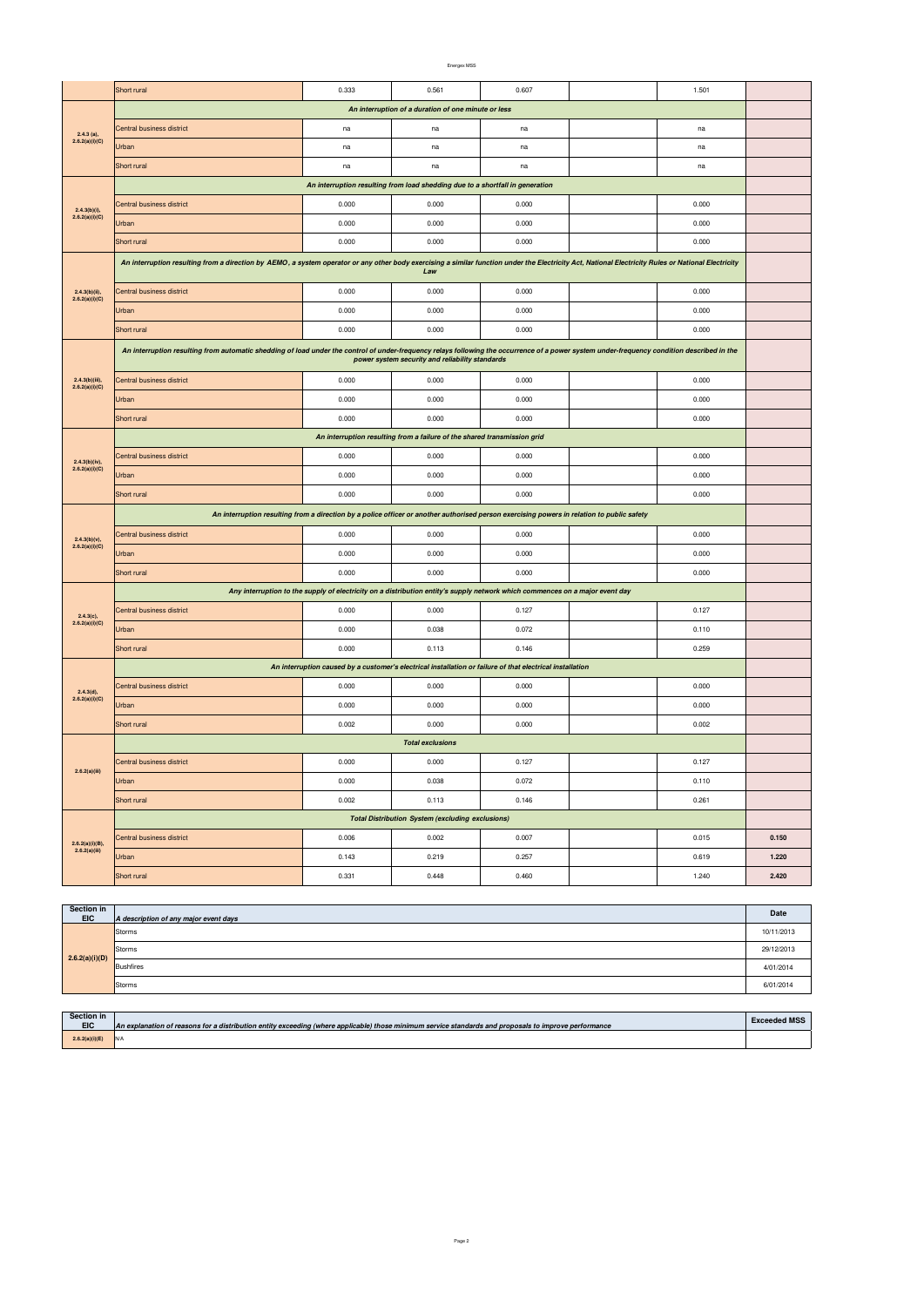| | | | | | | | |
|---|---|---|---|---|---|---|---|
| | Short rural | 0.333 | 0.561 | 0.607 | | 1.501 | |
| 2.4.3 (a), 2.6.2(a)(i)(C) | *An interruption of a duration of one minute or less* | | | | | | |
| | Central business district | na | na | na | | na | |
| | Urban | na | na | na | | na | |
| | Short rural | na | na | na | | na | |
| 2.4.3(b)(i), 2.6.2(a)(i)(C) | *An interruption resulting from load shedding due to a shortfall in generation* | | | | | | |
| | Central business district | 0.000 | 0.000 | 0.000 | | 0.000 | |
| | Urban | 0.000 | 0.000 | 0.000 | | 0.000 | |
| | Short rural | 0.000 | 0.000 | 0.000 | | 0.000 | |
| 2.4.3(b)(ii), 2.6.2(a)(i)(C) | *An interruption resulting from a direction by AEMO, a system operator or any other body exercising a similar function under the Electricity Act, National Electricity Rules or National Electricity Law* | | | | | | |
| | Central business district | 0.000 | 0.000 | 0.000 | | 0.000 | |
| | Urban | 0.000 | 0.000 | 0.000 | | 0.000 | |
| | Short rural | 0.000 | 0.000 | 0.000 | | 0.000 | |
| 2.4.3(b)(iii), 2.6.2(a)(i)(C) | *An interruption resulting from automatic shedding of load under the control of under-frequency relays following the occurrence of a power system under-frequency condition described in the power system security and reliability standards* | | | | | | |
| | Central business district | 0.000 | 0.000 | 0.000 | | 0.000 | |
| | Urban | 0.000 | 0.000 | 0.000 | | 0.000 | |
| | Short rural | 0.000 | 0.000 | 0.000 | | 0.000 | |
| 2.4.3(b)(iv), 2.6.2(a)(i)(C) | *An interruption resulting from a failure of the shared transmission grid* | | | | | | |
| | Central business district | 0.000 | 0.000 | 0.000 | | 0.000 | |
| | Urban | 0.000 | 0.000 | 0.000 | | 0.000 | |
| | Short rural | 0.000 | 0.000 | 0.000 | | 0.000 | |
| 2.4.3(b)(v), 2.6.2(a)(i)(C) | *An interruption resulting from a direction by a police officer or another authorised person exercising powers in relation to public safety* | | | | | | |
| | Central business district | 0.000 | 0.000 | 0.000 | | 0.000 | |
| | Urban | 0.000 | 0.000 | 0.000 | | 0.000 | |
| | Short rural | 0.000 | 0.000 | 0.000 | | 0.000 | |
| 2.4.3(c), 2.6.2(a)(i)(C) | *Any interruption to the supply of electricity on a distribution entity's supply network which commences on a major event day* | | | | | | |
| | Central business district | 0.000 | 0.000 | 0.127 | | 0.127 | |
| | Urban | 0.000 | 0.038 | 0.072 | | 0.110 | |
| | Short rural | 0.000 | 0.113 | 0.146 | | 0.259 | |
| 2.4.3(d), 2.6.2(a)(i)(C) | *An interruption caused by a customer's electrical installation or failure of that electrical installation* | | | | | | |
| | Central business district | 0.000 | 0.000 | 0.000 | | 0.000 | |
| | Urban | 0.000 | 0.000 | 0.000 | | 0.000 | |
| | Short rural | 0.002 | 0.000 | 0.000 | | 0.002 | |
| 2.6.2(a)(iii) | *Total exclusions* | | | | | | |
| | Central business district | 0.000 | 0.000 | 0.127 | | 0.127 | |
| | Urban | 0.000 | 0.038 | 0.072 | | 0.110 | |
| | Short rural | 0.002 | 0.113 | 0.146 | | 0.261 | |
| 2.6.2(a)(i)(B), 2.6.2(a)(iii) | *Total Distribution System (excluding exclusions)* | | | | | | |
| | Central business district | 0.006 | 0.002 | 0.007 | | 0.015 | **0.150** |
| | Urban | 0.143 | 0.219 | 0.257 | | 0.619 | **1.220** |
| | Short rural | 0.331 | 0.448 | 0.460 | | 1.240 | **2.420** |

| Section in EIC | *A description of any major event days* | Date |
|---|---|---|
| 2.6.2(a)(i)(D) | Storms | 10/11/2013 |
| | Storms | 29/12/2013 |
| | Bushfires | 4/01/2014 |
| | Storms | 6/01/2014 |

| Section in EIC | *An explanation of reasons for a distribution entity exceeding (where applicable) those minimum service standards and proposals to improve performance* | Exceeded MSS |
|---|---|---|
| 2.6.2(a)(i)(E) | N/A | |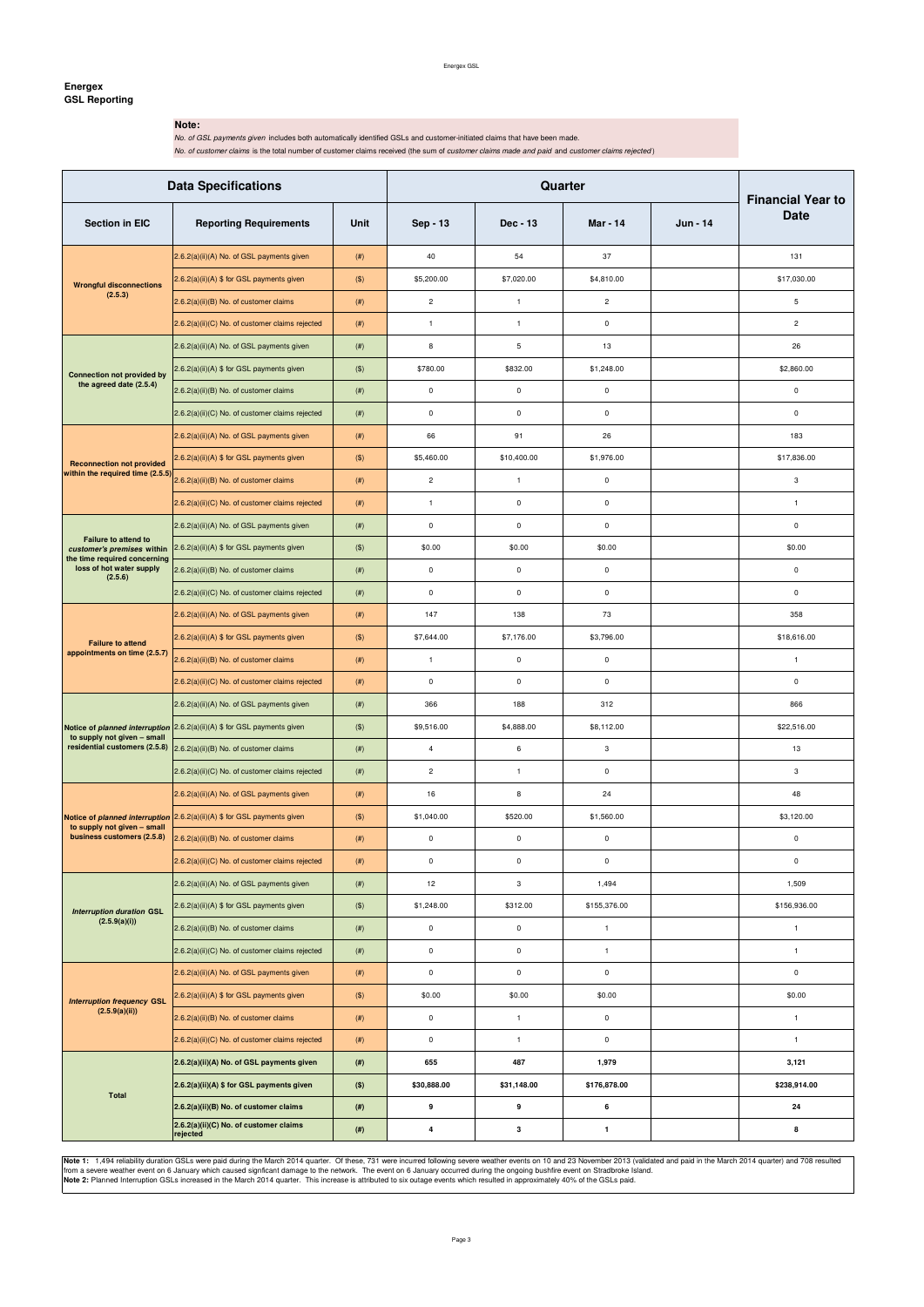**Energex**
**GSL Reporting**

**Note:**
*No. of GSL payments given* includes both automatically identified GSLs and customer-initiated claims that have been made.
*No. of customer claims* is the total number of customer claims received (the sum of *customer claims made and paid* and *customer claims rejected*)

| Data Specifications | | | Quarter | | | | Financial Year to Date |
|---|---|---|---|---|---|---|---|
| **Section in EIC** | **Reporting Requirements** | **Unit** | **Sep - 13** | **Dec - 13** | **Mar - 14** | **Jun - 14** | |
| **Wrongful disconnections (2.5.3)** | 2.6.2(a)(ii)(A) No. of GSL payments given | (#) | 40 | 54 | 37 | | 131 |
| | 2.6.2(a)(ii)(A) $ for GSL payments given | ($) | $5,200.00 | $7,020.00 | $4,810.00 | | $17,030.00 |
| | 2.6.2(a)(ii)(B) No. of customer claims | (#) | 2 | 1 | 2 | | 5 |
| | 2.6.2(a)(ii)(C) No. of customer claims rejected | (#) | 1 | 1 | 0 | | 2 |
| **Connection not provided by the agreed date (2.5.4)** | 2.6.2(a)(ii)(A) No. of GSL payments given | (#) | 8 | 5 | 13 | | 26 |
| | 2.6.2(a)(ii)(A) $ for GSL payments given | ($) | $780.00 | $832.00 | $1,248.00 | | $2,860.00 |
| | 2.6.2(a)(ii)(B) No. of customer claims | (#) | 0 | 0 | 0 | | 0 |
| | 2.6.2(a)(ii)(C) No. of customer claims rejected | (#) | 0 | 0 | 0 | | 0 |
| **Reconnection not provided within the required time (2.5.5)** | 2.6.2(a)(ii)(A) No. of GSL payments given | (#) | 66 | 91 | 26 | | 183 |
| | 2.6.2(a)(ii)(A) $ for GSL payments given | ($) | $5,460.00 | $10,400.00 | $1,976.00 | | $17,836.00 |
| | 2.6.2(a)(ii)(B) No. of customer claims | (#) | 2 | 1 | 0 | | 3 |
| | 2.6.2(a)(ii)(C) No. of customer claims rejected | (#) | 1 | 0 | 0 | | 1 |
| **Failure to attend to *customer's premises* within the time required concerning loss of hot water supply (2.5.6)** | 2.6.2(a)(ii)(A) No. of GSL payments given | (#) | 0 | 0 | 0 | | 0 |
| | 2.6.2(a)(ii)(A) $ for GSL payments given | ($) | $0.00 | $0.00 | $0.00 | | $0.00 |
| | 2.6.2(a)(ii)(B) No. of customer claims | (#) | 0 | 0 | 0 | | 0 |
| | 2.6.2(a)(ii)(C) No. of customer claims rejected | (#) | 0 | 0 | 0 | | 0 |
| **Failure to attend appointments on time (2.5.7)** | 2.6.2(a)(ii)(A) No. of GSL payments given | (#) | 147 | 138 | 73 | | 358 |
| | 2.6.2(a)(ii)(A) $ for GSL payments given | ($) | $7,644.00 | $7,176.00 | $3,796.00 | | $18,616.00 |
| | 2.6.2(a)(ii)(B) No. of customer claims | (#) | 1 | 0 | 0 | | 1 |
| | 2.6.2(a)(ii)(C) No. of customer claims rejected | (#) | 0 | 0 | 0 | | 0 |
| **Notice of *planned interruption* to supply not given – small residential customers (2.5.8)** | 2.6.2(a)(ii)(A) No. of GSL payments given | (#) | 366 | 188 | 312 | | 866 |
| | 2.6.2(a)(ii)(A) $ for GSL payments given | ($) | $9,516.00 | $4,888.00 | $8,112.00 | | $22,516.00 |
| | 2.6.2(a)(ii)(B) No. of customer claims | (#) | 4 | 6 | 3 | | 13 |
| | 2.6.2(a)(ii)(C) No. of customer claims rejected | (#) | 2 | 1 | 0 | | 3 |
| **Notice of *planned interruption* to supply not given – small business customers (2.5.8)** | 2.6.2(a)(ii)(A) No. of GSL payments given | (#) | 16 | 8 | 24 | | 48 |
| | 2.6.2(a)(ii)(A) $ for GSL payments given | ($) | $1,040.00 | $520.00 | $1,560.00 | | $3,120.00 |
| | 2.6.2(a)(ii)(B) No. of customer claims | (#) | 0 | 0 | 0 | | 0 |
| | 2.6.2(a)(ii)(C) No. of customer claims rejected | (#) | 0 | 0 | 0 | | 0 |
| ***Interruption duration* GSL (2.5.9(a)(i))** | 2.6.2(a)(ii)(A) No. of GSL payments given | (#) | 12 | 3 | 1,494 | | 1,509 |
| | 2.6.2(a)(ii)(A) $ for GSL payments given | ($) | $1,248.00 | $312.00 | $155,376.00 | | $156,936.00 |
| | 2.6.2(a)(ii)(B) No. of customer claims | (#) | 0 | 0 | 1 | | 1 |
| | 2.6.2(a)(ii)(C) No. of customer claims rejected | (#) | 0 | 0 | 1 | | 1 |
| ***Interruption frequency* GSL (2.5.9(a)(ii))** | 2.6.2(a)(ii)(A) No. of GSL payments given | (#) | 0 | 0 | 0 | | 0 |
| | 2.6.2(a)(ii)(A) $ for GSL payments given | ($) | $0.00 | $0.00 | $0.00 | | $0.00 |
| | 2.6.2(a)(ii)(B) No. of customer claims | (#) | 0 | 1 | 0 | | 1 |
| | 2.6.2(a)(ii)(C) No. of customer claims rejected | (#) | 0 | 1 | 0 | | 1 |
| **Total** | **2.6.2(a)(ii)(A) No. of GSL payments given** | **(#)** | **655** | **487** | **1,979** | | **3,121** |
| | **2.6.2(a)(ii)(A) $ for GSL payments given** | **($)** | **$30,888.00** | **$31,148.00** | **$176,878.00** | | **$238,914.00** |
| | **2.6.2(a)(ii)(B) No. of customer claims** | **(#)** | **9** | **9** | **6** | | **24** |
| | **2.6.2(a)(ii)(C) No. of customer claims rejected** | **(#)** | **4** | **3** | **1** | | **8** |

**Note 1:** 1,494 reliability duration GSLs were paid during the March 2014 quarter. Of these, 731 were incurred following severe weather events on 10 and 23 November 2013 (validated and paid in the March 2014 quarter) and 708 resulted from a severe weather event on 6 January which caused signficant damage to the network. The event on 6 January occurred during the ongoing bushfire event on Stradbroke Island.
**Note 2:** Planned Interruption GSLs increased in the March 2014 quarter. This increase is attributed to six outage events which resulted in approximately 40% of the GSLs paid.